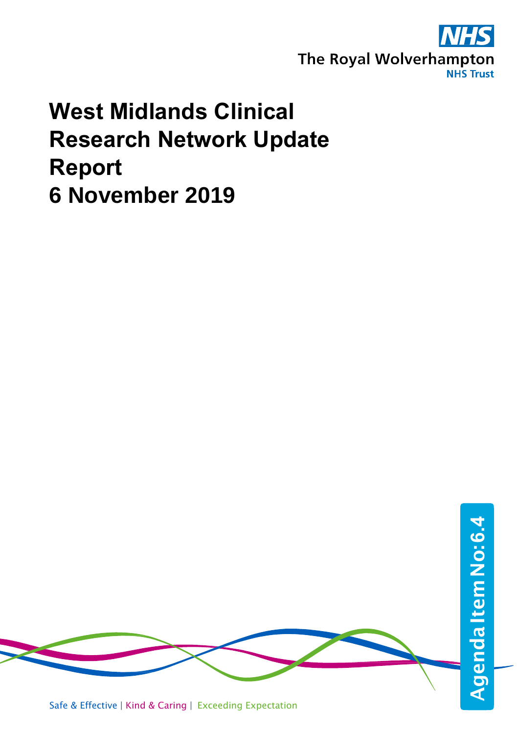NHS

The Royal Wolverhampton

NHS Trust

# West Midlands Clinical Research Network Update Report
# 6 November 2019

Agenda Item No: 6.4

Safe & Effective | Kind & Caring | Exceeding Expectation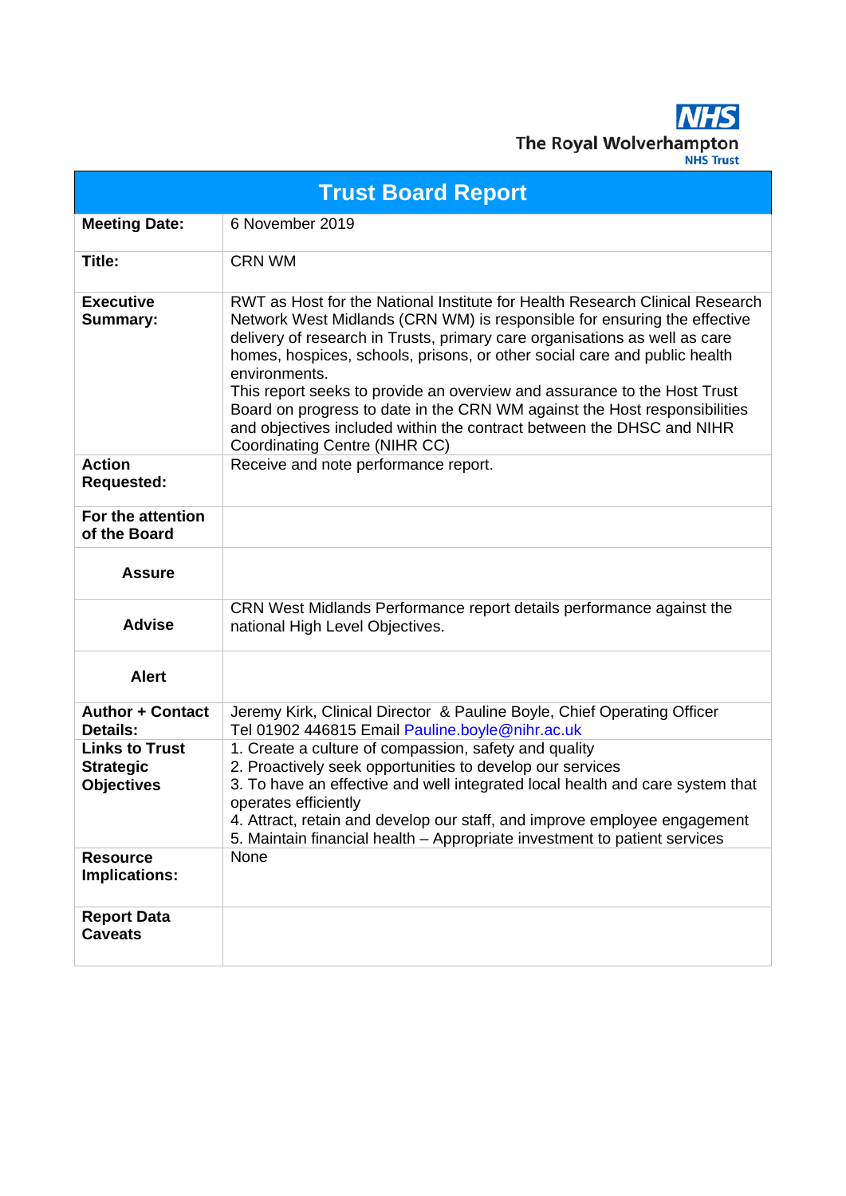NHS
The Royal Wolverhampton
NHS Trust

# Trust Board Report

| | |
|---|---|
| **Meeting Date:** | 6 November 2019 |
| **Title:** | CRN WM |
| **Executive Summary:** | RWT as Host for the National Institute for Health Research Clinical Research Network West Midlands (CRN WM) is responsible for ensuring the effective delivery of research in Trusts, primary care organisations as well as care homes, hospices, schools, prisons, or other social care and public health environments.<br>This report seeks to provide an overview and assurance to the Host Trust Board on progress to date in the CRN WM against the Host responsibilities and objectives included within the contract between the DHSC and NIHR Coordinating Centre (NIHR CC) |
| **Action Requested:** | Receive and note performance report. |
| **For the attention of the Board** | |
| **Assure** | |
| **Advise** | CRN West Midlands Performance report details performance against the national High Level Objectives. |
| **Alert** | |
| **Author + Contact Details:** | Jeremy Kirk, Clinical Director & Pauline Boyle, Chief Operating Officer<br>Tel 01902 446815 Email Pauline.boyle@nihr.ac.uk |
| **Links to Trust Strategic Objectives** | 1. Create a culture of compassion, safety and quality<br>2. Proactively seek opportunities to develop our services<br>3. To have an effective and well integrated local health and care system that operates efficiently<br>4. Attract, retain and develop our staff, and improve employee engagement<br>5. Maintain financial health – Appropriate investment to patient services |
| **Resource Implications:** | None |
| **Report Data Caveats** | |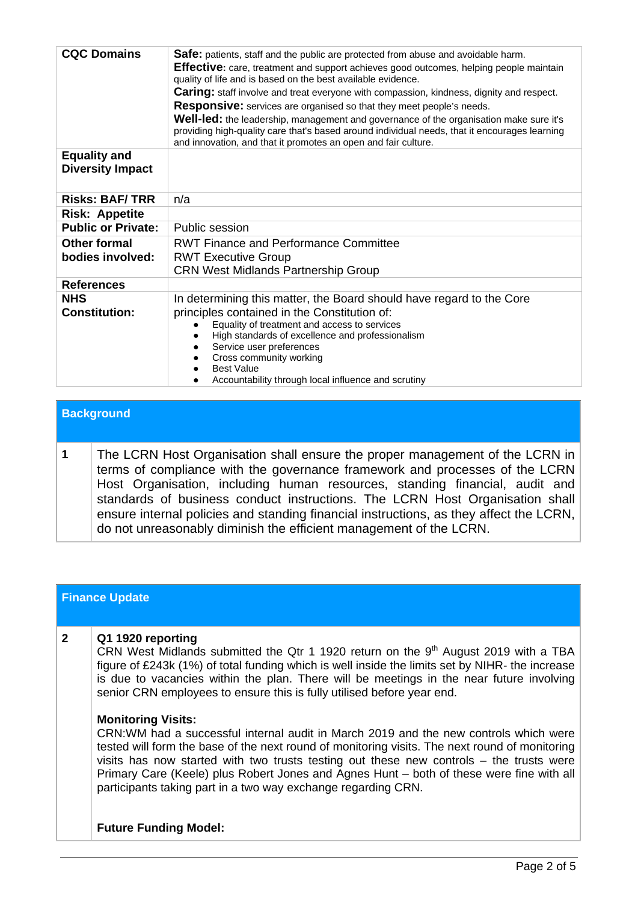| | |
|---|---|
| **CQC Domains** | **Safe:** patients, staff and the public are protected from abuse and avoidable harm.<br>**Effective:** care, treatment and support achieves good outcomes, helping people maintain quality of life and is based on the best available evidence.<br>**Caring:** staff involve and treat everyone with compassion, kindness, dignity and respect.<br>**Responsive:** services are organised so that they meet people's needs.<br>**Well-led:** the leadership, management and governance of the organisation make sure it's providing high-quality care that's based around individual needs, that it encourages learning and innovation, and that it promotes an open and fair culture. |
| **Equality and Diversity Impact** | |
| **Risks: BAF/ TRR** | n/a |
| **Risk: Appetite** | |
| **Public or Private:** | Public session |
| **Other formal bodies involved:** | RWT Finance and Performance Committee<br>RWT Executive Group<br>CRN West Midlands Partnership Group |
| **References** | |
| **NHS Constitution:** | In determining this matter, the Board should have regard to the Core principles contained in the Constitution of:<br>• Equality of treatment and access to services<br>• High standards of excellence and professionalism<br>• Service user preferences<br>• Cross community working<br>• Best Value<br>• Accountability through local influence and scrutiny |

## Background

| | |
|---|---|
| **1** | The LCRN Host Organisation shall ensure the proper management of the LCRN in terms of compliance with the governance framework and processes of the LCRN Host Organisation, including human resources, standing financial, audit and standards of business conduct instructions. The LCRN Host Organisation shall ensure internal policies and standing financial instructions, as they affect the LCRN, do not unreasonably diminish the efficient management of the LCRN. |

## Finance Update

**2**

**Q1 1920 reporting**
CRN West Midlands submitted the Qtr 1 1920 return on the 9th August 2019 with a TBA figure of £243k (1%) of total funding which is well inside the limits set by NIHR- the increase is due to vacancies within the plan. There will be meetings in the near future involving senior CRN employees to ensure this is fully utilised before year end.

**Monitoring Visits:**
CRN:WM had a successful internal audit in March 2019 and the new controls which were tested will form the base of the next round of monitoring visits. The next round of monitoring visits has now started with two trusts testing out these new controls – the trusts were Primary Care (Keele) plus Robert Jones and Agnes Hunt – both of these were fine with all participants taking part in a two way exchange regarding CRN.

**Future Funding Model:**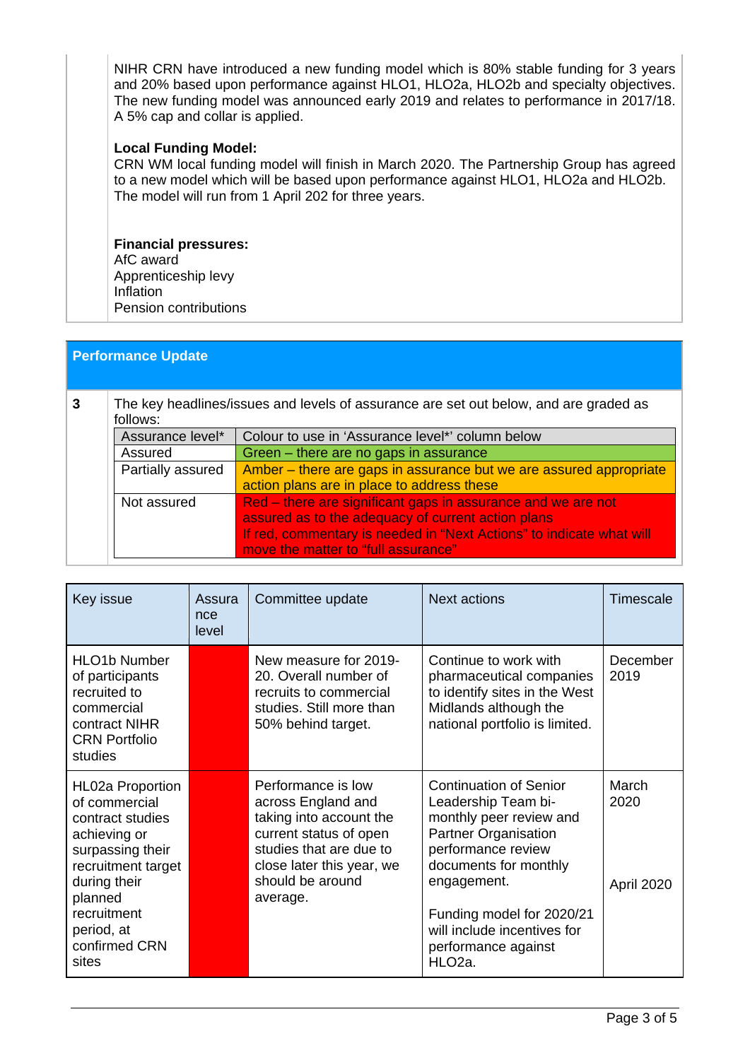NIHR CRN have introduced a new funding model which is 80% stable funding for 3 years and 20% based upon performance against HLO1, HLO2a, HLO2b and specialty objectives. The new funding model was announced early 2019 and relates to performance in 2017/18. A 5% cap and collar is applied.

**Local Funding Model:**
CRN WM local funding model will finish in March 2020. The Partnership Group has agreed to a new model which will be based upon performance against HLO1, HLO2a and HLO2b. The model will run from 1 April 202 for three years.

**Financial pressures:**
AfC award
Apprenticeship levy
Inflation
Pension contributions

## Performance Update

**3** The key headlines/issues and levels of assurance are set out below, and are graded as follows:

| Assurance level* | Colour to use in 'Assurance level*' column below |
|---|---|
| Assured | Green – there are no gaps in assurance |
| Partially assured | Amber – there are gaps in assurance but we are assured appropriate action plans are in place to address these |
| Not assured | Red – there are significant gaps in assurance and we are not assured as to the adequacy of current action plans<br>If red, commentary is needed in "Next Actions" to indicate what will move the matter to "full assurance" |

| Key issue | Assurance level | Committee update | Next actions | Timescale |
|---|---|---|---|---|
| HLO1b Number of participants recruited to commercial contract NIHR CRN Portfolio studies | Red | New measure for 2019-20. Overall number of recruits to commercial studies. Still more than 50% behind target. | Continue to work with pharmaceutical companies to identify sites in the West Midlands although the national portfolio is limited. | December 2019 |
| HL02a Proportion of commercial contract studies achieving or surpassing their recruitment target during their planned recruitment period, at confirmed CRN sites | Red | Performance is low across England and taking into account the current status of open studies that are due to close later this year, we should be around average. | Continuation of Senior Leadership Team bi-monthly peer review and Partner Organisation performance review documents for monthly engagement.<br><br>Funding model for 2020/21 will include incentives for performance against HLO2a. | March 2020<br><br>April 2020 |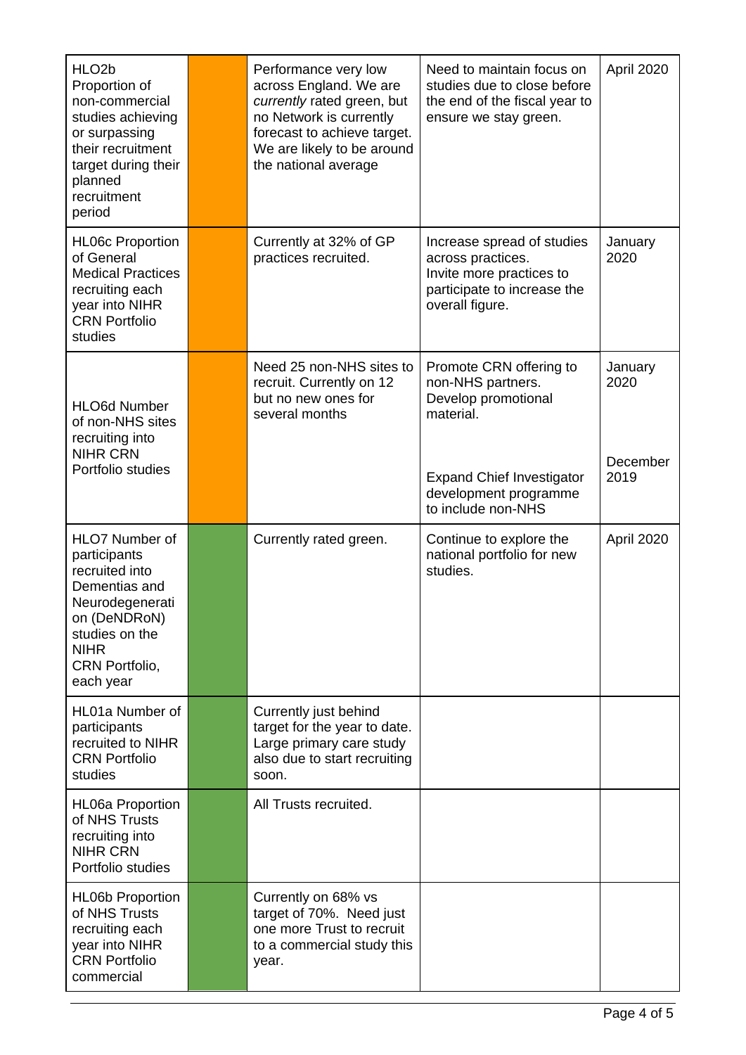| | | | | |
|---|---|---|---|---|
| HLO2b Proportion of non-commercial studies achieving or surpassing their recruitment target during their planned recruitment period | | Performance very low across England. We are *currently* rated green, but no Network is currently forecast to achieve target. We are likely to be around the national average | Need to maintain focus on studies due to close before the end of the fiscal year to ensure we stay green. | April 2020 |
| HL06c Proportion of General Medical Practices recruiting each year into NIHR CRN Portfolio studies | | Currently at 32% of GP practices recruited. | Increase spread of studies across practices. Invite more practices to participate to increase the overall figure. | January 2020 |
| HLO6d Number of non-NHS sites recruiting into NIHR CRN Portfolio studies | | Need 25 non-NHS sites to recruit. Currently on 12 but no new ones for several months | Promote CRN offering to non-NHS partners. Develop promotional material. | January 2020 |
| | | | Expand Chief Investigator development programme to include non-NHS | December 2019 |
| HLO7 Number of participants recruited into Dementias and Neurodegeneration (DeNDRoN) studies on the NIHR CRN Portfolio, each year | | Currently rated green. | Continue to explore the national portfolio for new studies. | April 2020 |
| HL01a Number of participants recruited to NIHR CRN Portfolio studies | | Currently just behind target for the year to date. Large primary care study also due to start recruiting soon. | | |
| HL06a Proportion of NHS Trusts recruiting into NIHR CRN Portfolio studies | | All Trusts recruited. | | |
| HL06b Proportion of NHS Trusts recruiting each year into NIHR CRN Portfolio commercial | | Currently on 68% vs target of 70%. Need just one more Trust to recruit to a commercial study this year. | | |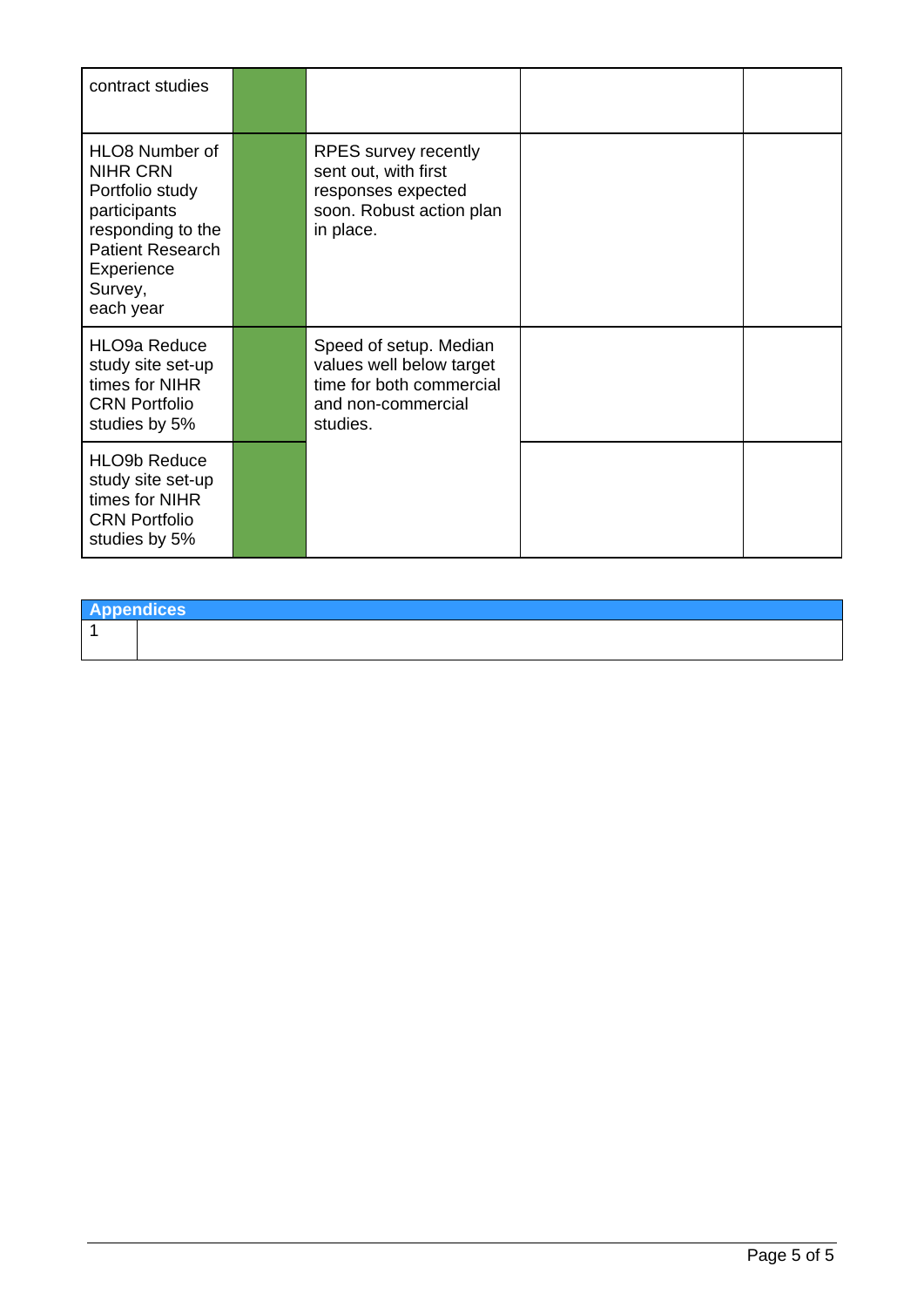| | | | | |
|---|---|---|---|---|
| contract studies | | | | |
| HLO8 Number of NIHR CRN Portfolio study participants responding to the Patient Research Experience Survey, each year | | RPES survey recently sent out, with first responses expected soon. Robust action plan in place. | | |
| HLO9a Reduce study site set-up times for NIHR CRN Portfolio studies by 5% | | Speed of setup. Median values well below target time for both commercial and non-commercial studies. | | |
| HLO9b Reduce study site set-up times for NIHR CRN Portfolio studies by 5% | | | | |

| Appendices | |
|---|---|
| 1 | |